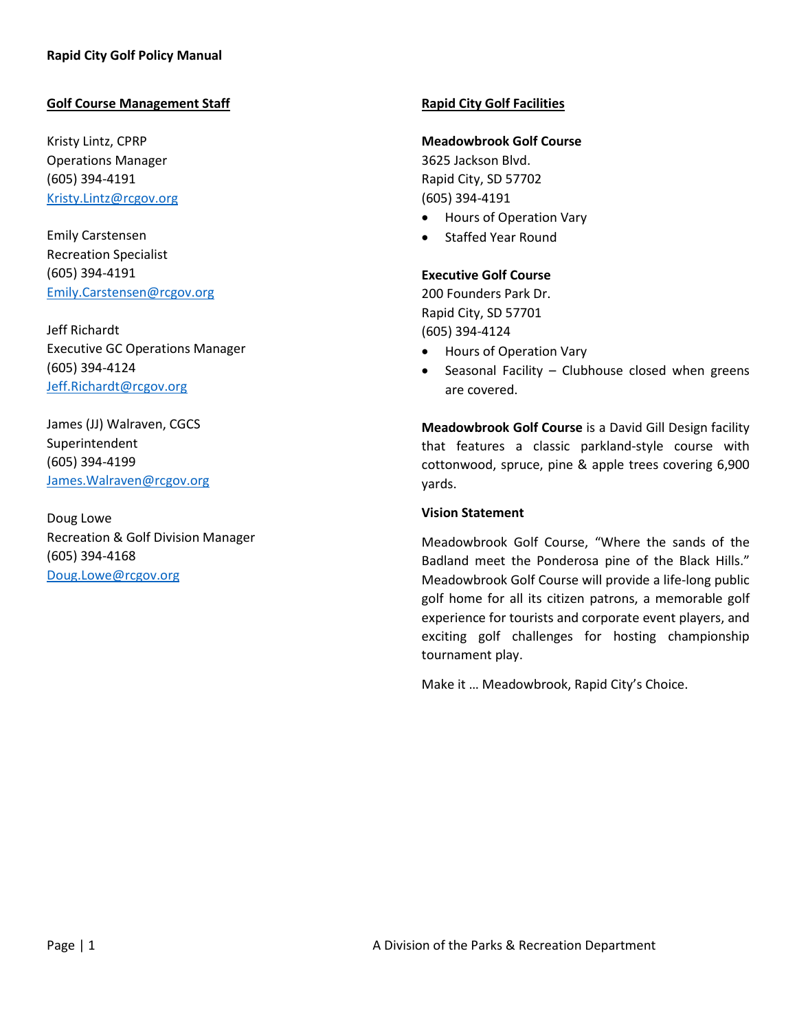# Rapid City Golf Policy Manual

## Golf Course Management Staff

Kristy Lintz, CPRP
Operations Manager
(605) 394-4191
Kristy.Lintz@rcgov.org

Emily Carstensen
Recreation Specialist
(605) 394-4191
Emily.Carstensen@rcgov.org

Jeff Richardt
Executive GC Operations Manager
(605) 394-4124
Jeff.Richardt@rcgov.org

James (JJ) Walraven, CGCS
Superintendent
(605) 394-4199
James.Walraven@rcgov.org

Doug Lowe
Recreation & Golf Division Manager
(605) 394-4168
Doug.Lowe@rcgov.org

## Rapid City Golf Facilities

**Meadowbrook Golf Course**
3625 Jackson Blvd.
Rapid City, SD 57702
(605) 394-4191

- Hours of Operation Vary
- Staffed Year Round

**Executive Golf Course**
200 Founders Park Dr.
Rapid City, SD 57701
(605) 394-4124

- Hours of Operation Vary
- Seasonal Facility – Clubhouse closed when greens are covered.

**Meadowbrook Golf Course** is a David Gill Design facility that features a classic parkland-style course with cottonwood, spruce, pine & apple trees covering 6,900 yards.

**Vision Statement**

Meadowbrook Golf Course, "Where the sands of the Badland meet the Ponderosa pine of the Black Hills." Meadowbrook Golf Course will provide a life-long public golf home for all its citizen patrons, a memorable golf experience for tourists and corporate event players, and exciting golf challenges for hosting championship tournament play.

Make it … Meadowbrook, Rapid City's Choice.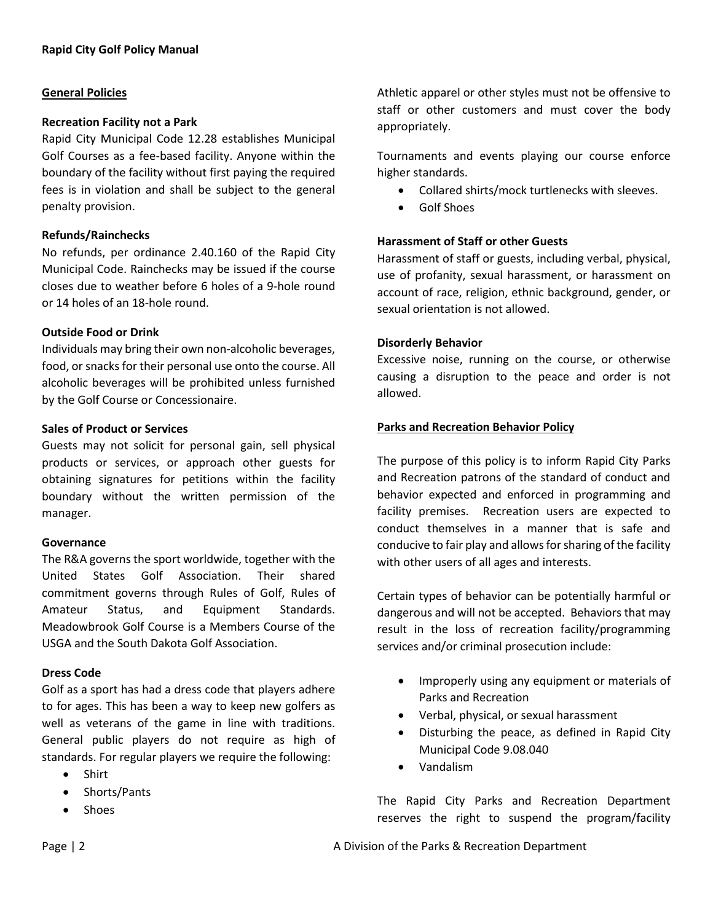## General Policies

### Recreation Facility not a Park

Rapid City Municipal Code 12.28 establishes Municipal Golf Courses as a fee-based facility. Anyone within the boundary of the facility without first paying the required fees is in violation and shall be subject to the general penalty provision.

### Refunds/Rainchecks

No refunds, per ordinance 2.40.160 of the Rapid City Municipal Code. Rainchecks may be issued if the course closes due to weather before 6 holes of a 9-hole round or 14 holes of an 18-hole round.

### Outside Food or Drink

Individuals may bring their own non-alcoholic beverages, food, or snacks for their personal use onto the course. All alcoholic beverages will be prohibited unless furnished by the Golf Course or Concessionaire.

### Sales of Product or Services

Guests may not solicit for personal gain, sell physical products or services, or approach other guests for obtaining signatures for petitions within the facility boundary without the written permission of the manager.

### Governance

The R&A governs the sport worldwide, together with the United States Golf Association. Their shared commitment governs through Rules of Golf, Rules of Amateur Status, and Equipment Standards. Meadowbrook Golf Course is a Members Course of the USGA and the South Dakota Golf Association.

### Dress Code

Golf as a sport has had a dress code that players adhere to for ages. This has been a way to keep new golfers as well as veterans of the game in line with traditions. General public players do not require as high of standards. For regular players we require the following:

- Shirt
- Shorts/Pants
- Shoes

Athletic apparel or other styles must not be offensive to staff or other customers and must cover the body appropriately.

Tournaments and events playing our course enforce higher standards.

- Collared shirts/mock turtlenecks with sleeves.
- Golf Shoes

### Harassment of Staff or other Guests

Harassment of staff or guests, including verbal, physical, use of profanity, sexual harassment, or harassment on account of race, religion, ethnic background, gender, or sexual orientation is not allowed.

### Disorderly Behavior

Excessive noise, running on the course, or otherwise causing a disruption to the peace and order is not allowed.

## Parks and Recreation Behavior Policy

The purpose of this policy is to inform Rapid City Parks and Recreation patrons of the standard of conduct and behavior expected and enforced in programming and facility premises. Recreation users are expected to conduct themselves in a manner that is safe and conducive to fair play and allows for sharing of the facility with other users of all ages and interests.

Certain types of behavior can be potentially harmful or dangerous and will not be accepted. Behaviors that may result in the loss of recreation facility/programming services and/or criminal prosecution include:

- Improperly using any equipment or materials of Parks and Recreation
- Verbal, physical, or sexual harassment
- Disturbing the peace, as defined in Rapid City Municipal Code 9.08.040
- Vandalism

The Rapid City Parks and Recreation Department reserves the right to suspend the program/facility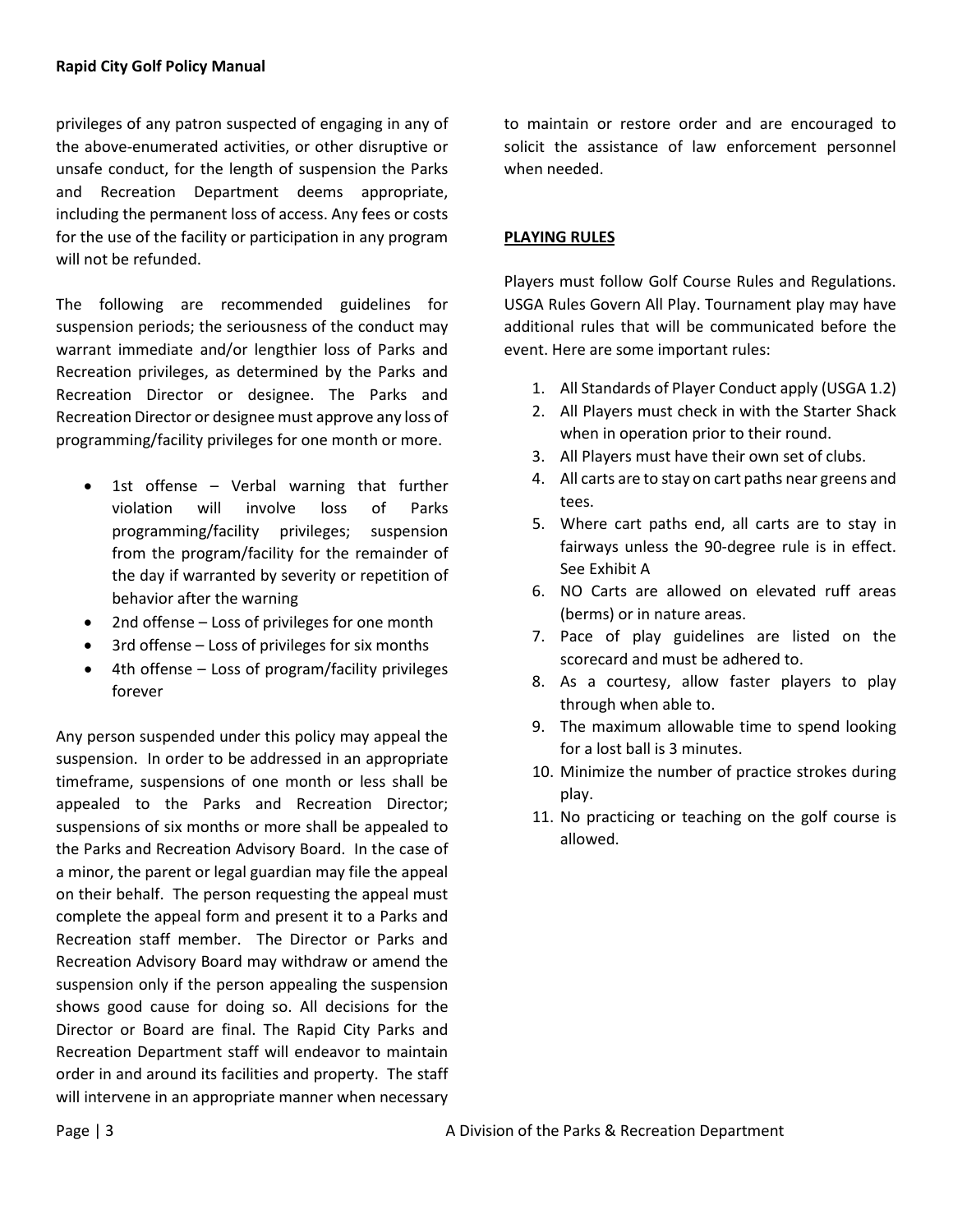privileges of any patron suspected of engaging in any of the above-enumerated activities, or other disruptive or unsafe conduct, for the length of suspension the Parks and Recreation Department deems appropriate, including the permanent loss of access. Any fees or costs for the use of the facility or participation in any program will not be refunded.

The following are recommended guidelines for suspension periods; the seriousness of the conduct may warrant immediate and/or lengthier loss of Parks and Recreation privileges, as determined by the Parks and Recreation Director or designee. The Parks and Recreation Director or designee must approve any loss of programming/facility privileges for one month or more.

- 1st offense – Verbal warning that further violation will involve loss of Parks programming/facility privileges; suspension from the program/facility for the remainder of the day if warranted by severity or repetition of behavior after the warning
- 2nd offense – Loss of privileges for one month
- 3rd offense – Loss of privileges for six months
- 4th offense – Loss of program/facility privileges forever

Any person suspended under this policy may appeal the suspension. In order to be addressed in an appropriate timeframe, suspensions of one month or less shall be appealed to the Parks and Recreation Director; suspensions of six months or more shall be appealed to the Parks and Recreation Advisory Board. In the case of a minor, the parent or legal guardian may file the appeal on their behalf. The person requesting the appeal must complete the appeal form and present it to a Parks and Recreation staff member. The Director or Parks and Recreation Advisory Board may withdraw or amend the suspension only if the person appealing the suspension shows good cause for doing so. All decisions for the Director or Board are final. The Rapid City Parks and Recreation Department staff will endeavor to maintain order in and around its facilities and property. The staff will intervene in an appropriate manner when necessary to maintain or restore order and are encouraged to solicit the assistance of law enforcement personnel when needed.

## PLAYING RULES

Players must follow Golf Course Rules and Regulations. USGA Rules Govern All Play. Tournament play may have additional rules that will be communicated before the event. Here are some important rules:

1. All Standards of Player Conduct apply (USGA 1.2)
2. All Players must check in with the Starter Shack when in operation prior to their round.
3. All Players must have their own set of clubs.
4. All carts are to stay on cart paths near greens and tees.
5. Where cart paths end, all carts are to stay in fairways unless the 90-degree rule is in effect. See Exhibit A
6. NO Carts are allowed on elevated ruff areas (berms) or in nature areas.
7. Pace of play guidelines are listed on the scorecard and must be adhered to.
8. As a courtesy, allow faster players to play through when able to.
9. The maximum allowable time to spend looking for a lost ball is 3 minutes.
10. Minimize the number of practice strokes during play.
11. No practicing or teaching on the golf course is allowed.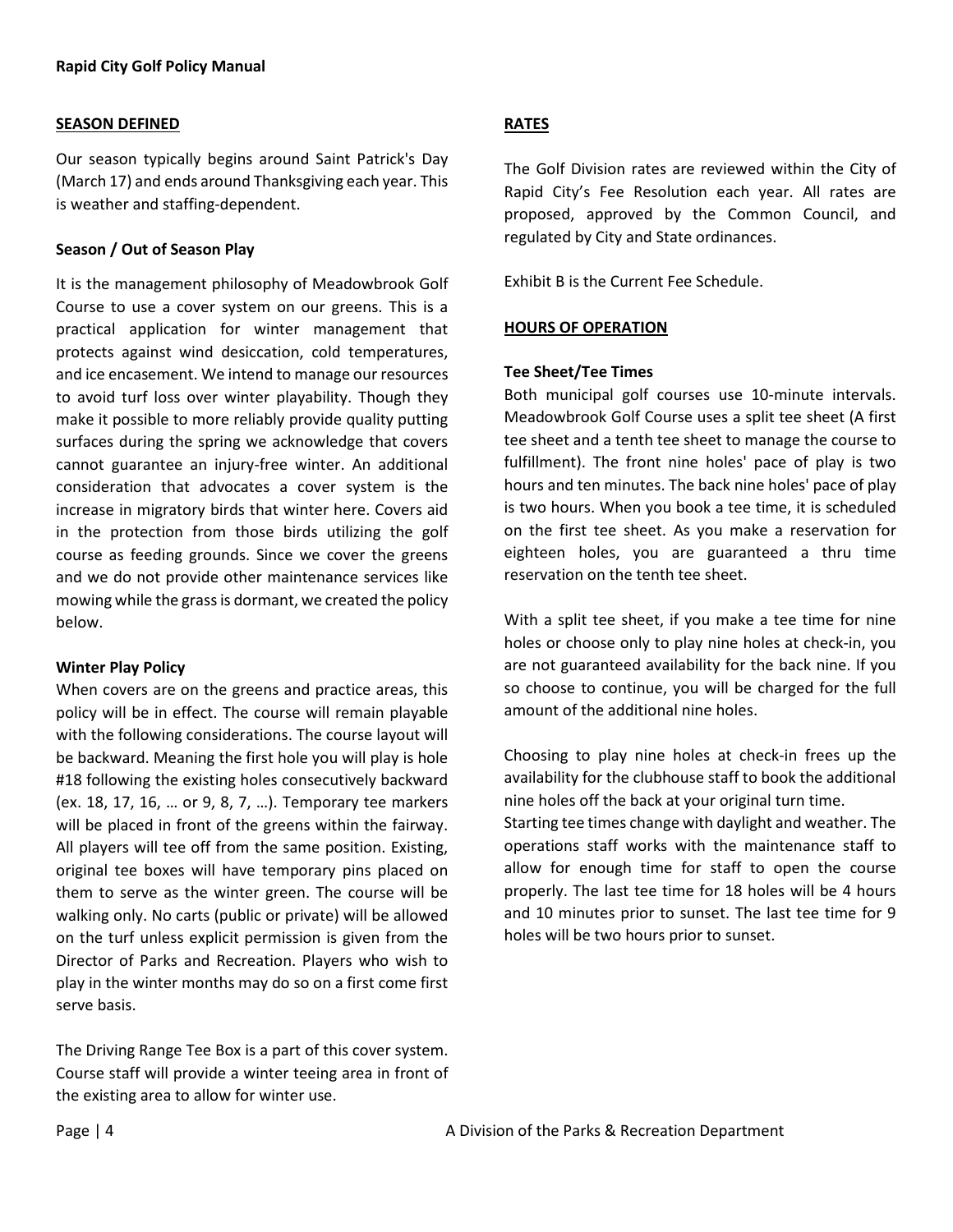## SEASON DEFINED

Our season typically begins around Saint Patrick's Day (March 17) and ends around Thanksgiving each year. This is weather and staffing-dependent.

### Season / Out of Season Play

It is the management philosophy of Meadowbrook Golf Course to use a cover system on our greens. This is a practical application for winter management that protects against wind desiccation, cold temperatures, and ice encasement. We intend to manage our resources to avoid turf loss over winter playability. Though they make it possible to more reliably provide quality putting surfaces during the spring we acknowledge that covers cannot guarantee an injury-free winter. An additional consideration that advocates a cover system is the increase in migratory birds that winter here. Covers aid in the protection from those birds utilizing the golf course as feeding grounds. Since we cover the greens and we do not provide other maintenance services like mowing while the grass is dormant, we created the policy below.

### Winter Play Policy

When covers are on the greens and practice areas, this policy will be in effect. The course will remain playable with the following considerations. The course layout will be backward. Meaning the first hole you will play is hole #18 following the existing holes consecutively backward (ex. 18, 17, 16, … or 9, 8, 7, …). Temporary tee markers will be placed in front of the greens within the fairway. All players will tee off from the same position. Existing, original tee boxes will have temporary pins placed on them to serve as the winter green. The course will be walking only. No carts (public or private) will be allowed on the turf unless explicit permission is given from the Director of Parks and Recreation. Players who wish to play in the winter months may do so on a first come first serve basis.

The Driving Range Tee Box is a part of this cover system. Course staff will provide a winter teeing area in front of the existing area to allow for winter use.

## RATES

The Golf Division rates are reviewed within the City of Rapid City's Fee Resolution each year. All rates are proposed, approved by the Common Council, and regulated by City and State ordinances.

Exhibit B is the Current Fee Schedule.

## HOURS OF OPERATION

### Tee Sheet/Tee Times

Both municipal golf courses use 10-minute intervals. Meadowbrook Golf Course uses a split tee sheet (A first tee sheet and a tenth tee sheet to manage the course to fulfillment). The front nine holes' pace of play is two hours and ten minutes. The back nine holes' pace of play is two hours. When you book a tee time, it is scheduled on the first tee sheet. As you make a reservation for eighteen holes, you are guaranteed a thru time reservation on the tenth tee sheet.

With a split tee sheet, if you make a tee time for nine holes or choose only to play nine holes at check-in, you are not guaranteed availability for the back nine. If you so choose to continue, you will be charged for the full amount of the additional nine holes.

Choosing to play nine holes at check-in frees up the availability for the clubhouse staff to book the additional nine holes off the back at your original turn time.

Starting tee times change with daylight and weather. The operations staff works with the maintenance staff to allow for enough time for staff to open the course properly. The last tee time for 18 holes will be 4 hours and 10 minutes prior to sunset. The last tee time for 9 holes will be two hours prior to sunset.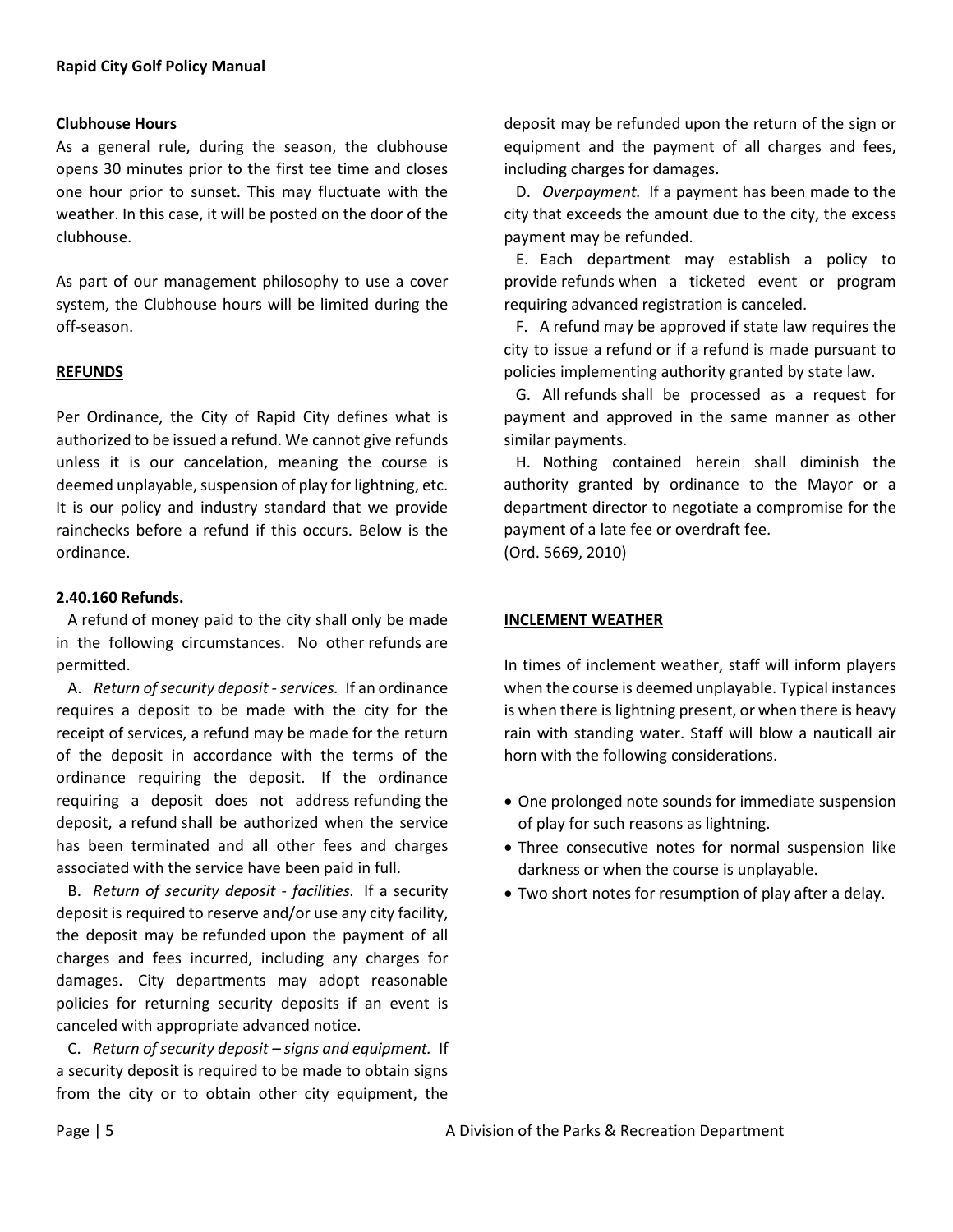### Clubhouse Hours

As a general rule, during the season, the clubhouse opens 30 minutes prior to the first tee time and closes one hour prior to sunset. This may fluctuate with the weather. In this case, it will be posted on the door of the clubhouse.

As part of our management philosophy to use a cover system, the Clubhouse hours will be limited during the off-season.

## REFUNDS

Per Ordinance, the City of Rapid City defines what is authorized to be issued a refund. We cannot give refunds unless it is our cancelation, meaning the course is deemed unplayable, suspension of play for lightning, etc. It is our policy and industry standard that we provide rainchecks before a refund if this occurs. Below is the ordinance.

### 2.40.160 Refunds.

A refund of money paid to the city shall only be made in the following circumstances. No other refunds are permitted.

A. *Return of security deposit - services.* If an ordinance requires a deposit to be made with the city for the receipt of services, a refund may be made for the return of the deposit in accordance with the terms of the ordinance requiring the deposit. If the ordinance requiring a deposit does not address refunding the deposit, a refund shall be authorized when the service has been terminated and all other fees and charges associated with the service have been paid in full.

B. *Return of security deposit - facilities.* If a security deposit is required to reserve and/or use any city facility, the deposit may be refunded upon the payment of all charges and fees incurred, including any charges for damages. City departments may adopt reasonable policies for returning security deposits if an event is canceled with appropriate advanced notice.

C. *Return of security deposit – signs and equipment.* If a security deposit is required to be made to obtain signs from the city or to obtain other city equipment, the deposit may be refunded upon the return of the sign or equipment and the payment of all charges and fees, including charges for damages.

D. *Overpayment.* If a payment has been made to the city that exceeds the amount due to the city, the excess payment may be refunded.

E. Each department may establish a policy to provide refunds when a ticketed event or program requiring advanced registration is canceled.

F. A refund may be approved if state law requires the city to issue a refund or if a refund is made pursuant to policies implementing authority granted by state law.

G. All refunds shall be processed as a request for payment and approved in the same manner as other similar payments.

H. Nothing contained herein shall diminish the authority granted by ordinance to the Mayor or a department director to negotiate a compromise for the payment of a late fee or overdraft fee.

(Ord. 5669, 2010)

## INCLEMENT WEATHER

In times of inclement weather, staff will inform players when the course is deemed unplayable. Typical instances is when there is lightning present, or when there is heavy rain with standing water. Staff will blow a nauticall air horn with the following considerations.

- One prolonged note sounds for immediate suspension of play for such reasons as lightning.
- Three consecutive notes for normal suspension like darkness or when the course is unplayable.
- Two short notes for resumption of play after a delay.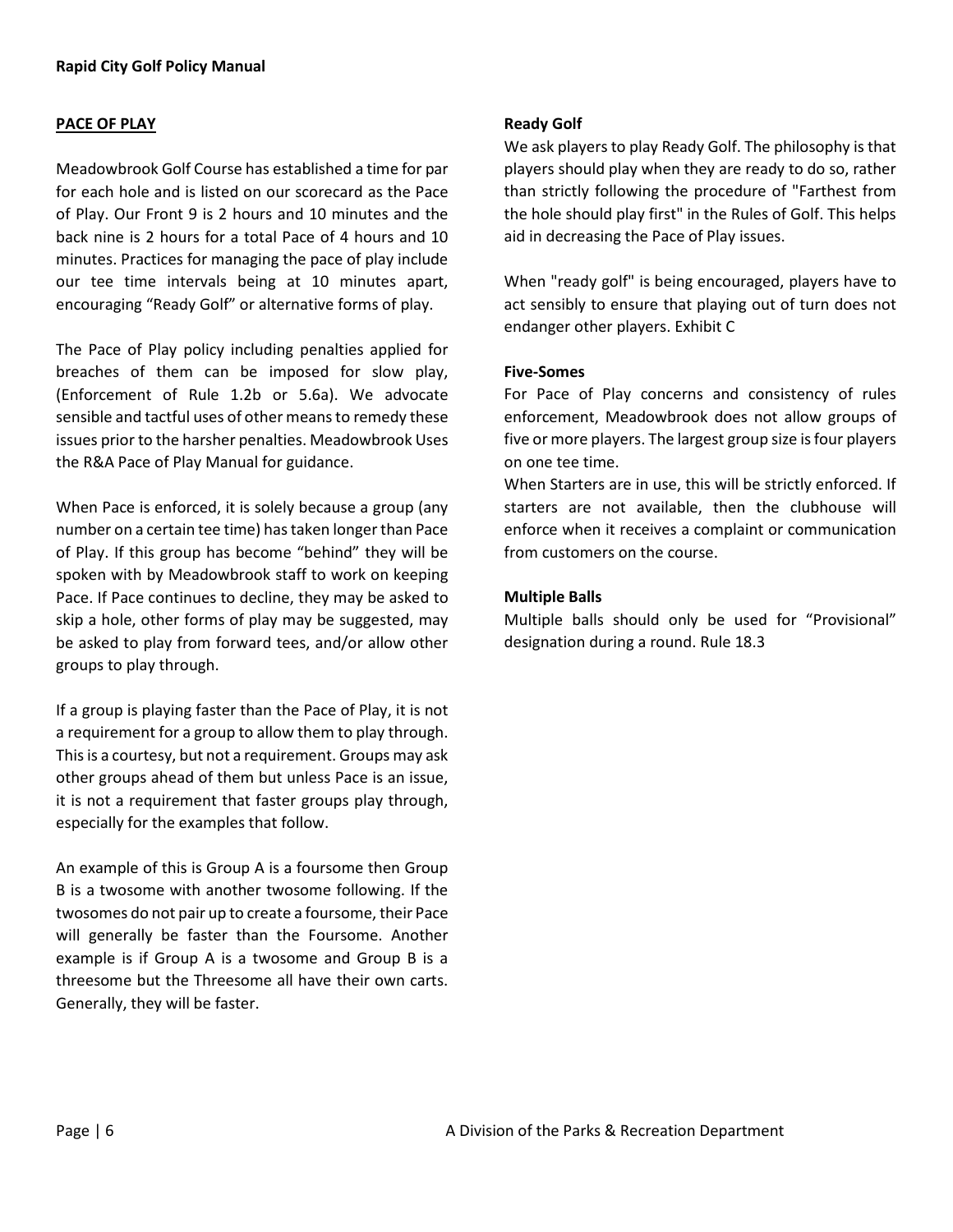## PACE OF PLAY

Meadowbrook Golf Course has established a time for par for each hole and is listed on our scorecard as the Pace of Play. Our Front 9 is 2 hours and 10 minutes and the back nine is 2 hours for a total Pace of 4 hours and 10 minutes. Practices for managing the pace of play include our tee time intervals being at 10 minutes apart, encouraging "Ready Golf" or alternative forms of play.

The Pace of Play policy including penalties applied for breaches of them can be imposed for slow play, (Enforcement of Rule 1.2b or 5.6a). We advocate sensible and tactful uses of other means to remedy these issues prior to the harsher penalties. Meadowbrook Uses the R&A Pace of Play Manual for guidance.

When Pace is enforced, it is solely because a group (any number on a certain tee time) has taken longer than Pace of Play. If this group has become "behind" they will be spoken with by Meadowbrook staff to work on keeping Pace. If Pace continues to decline, they may be asked to skip a hole, other forms of play may be suggested, may be asked to play from forward tees, and/or allow other groups to play through.

If a group is playing faster than the Pace of Play, it is not a requirement for a group to allow them to play through. This is a courtesy, but not a requirement. Groups may ask other groups ahead of them but unless Pace is an issue, it is not a requirement that faster groups play through, especially for the examples that follow.

An example of this is Group A is a foursome then Group B is a twosome with another twosome following. If the twosomes do not pair up to create a foursome, their Pace will generally be faster than the Foursome. Another example is if Group A is a twosome and Group B is a threesome but the Threesome all have their own carts. Generally, they will be faster.

### Ready Golf

We ask players to play Ready Golf. The philosophy is that players should play when they are ready to do so, rather than strictly following the procedure of "Farthest from the hole should play first" in the Rules of Golf. This helps aid in decreasing the Pace of Play issues.

When "ready golf" is being encouraged, players have to act sensibly to ensure that playing out of turn does not endanger other players. Exhibit C

### Five-Somes

For Pace of Play concerns and consistency of rules enforcement, Meadowbrook does not allow groups of five or more players. The largest group size is four players on one tee time.

When Starters are in use, this will be strictly enforced. If starters are not available, then the clubhouse will enforce when it receives a complaint or communication from customers on the course.

### Multiple Balls

Multiple balls should only be used for "Provisional" designation during a round. Rule 18.3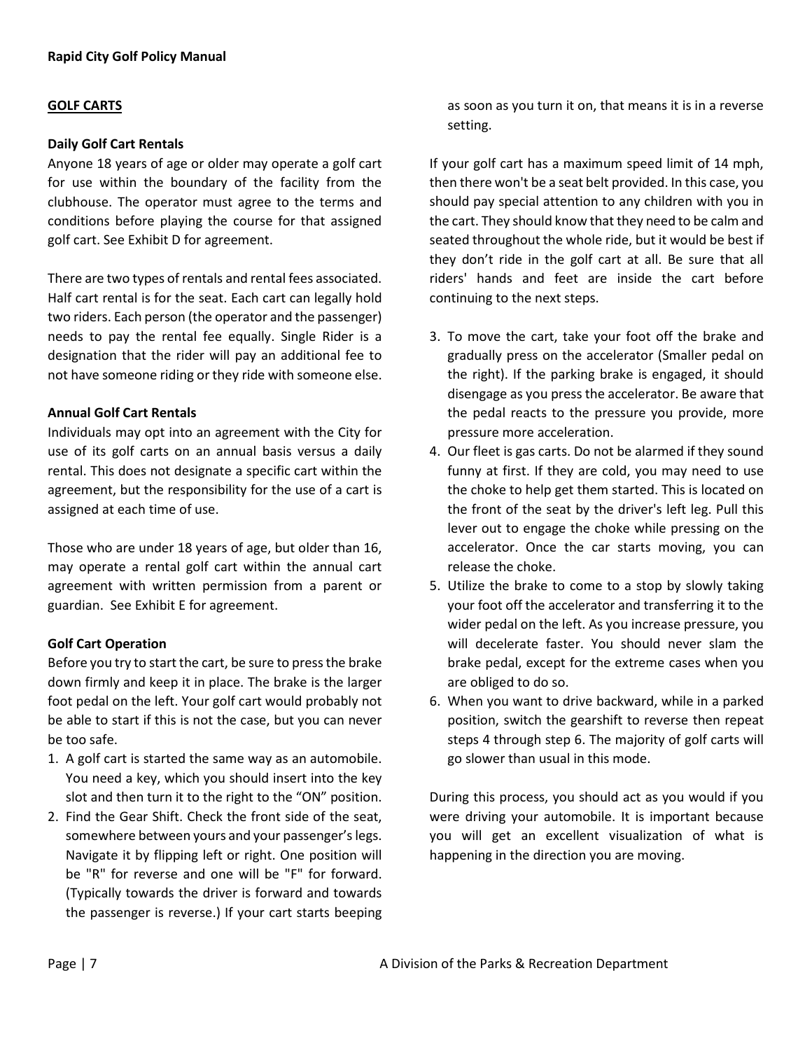## GOLF CARTS

### Daily Golf Cart Rentals

Anyone 18 years of age or older may operate a golf cart for use within the boundary of the facility from the clubhouse. The operator must agree to the terms and conditions before playing the course for that assigned golf cart. See Exhibit D for agreement.

There are two types of rentals and rental fees associated. Half cart rental is for the seat. Each cart can legally hold two riders. Each person (the operator and the passenger) needs to pay the rental fee equally. Single Rider is a designation that the rider will pay an additional fee to not have someone riding or they ride with someone else.

### Annual Golf Cart Rentals

Individuals may opt into an agreement with the City for use of its golf carts on an annual basis versus a daily rental. This does not designate a specific cart within the agreement, but the responsibility for the use of a cart is assigned at each time of use.

Those who are under 18 years of age, but older than 16, may operate a rental golf cart within the annual cart agreement with written permission from a parent or guardian. See Exhibit E for agreement.

### Golf Cart Operation

Before you try to start the cart, be sure to press the brake down firmly and keep it in place. The brake is the larger foot pedal on the left. Your golf cart would probably not be able to start if this is not the case, but you can never be too safe.

1. A golf cart is started the same way as an automobile. You need a key, which you should insert into the key slot and then turn it to the right to the "ON" position.
2. Find the Gear Shift. Check the front side of the seat, somewhere between yours and your passenger's legs. Navigate it by flipping left or right. One position will be "R" for reverse and one will be "F" for forward. (Typically towards the driver is forward and towards the passenger is reverse.) If your cart starts beeping as soon as you turn it on, that means it is in a reverse setting.

If your golf cart has a maximum speed limit of 14 mph, then there won't be a seat belt provided. In this case, you should pay special attention to any children with you in the cart. They should know that they need to be calm and seated throughout the whole ride, but it would be best if they don't ride in the golf cart at all. Be sure that all riders' hands and feet are inside the cart before continuing to the next steps.

3. To move the cart, take your foot off the brake and gradually press on the accelerator (Smaller pedal on the right). If the parking brake is engaged, it should disengage as you press the accelerator. Be aware that the pedal reacts to the pressure you provide, more pressure more acceleration.
4. Our fleet is gas carts. Do not be alarmed if they sound funny at first. If they are cold, you may need to use the choke to help get them started. This is located on the front of the seat by the driver's left leg. Pull this lever out to engage the choke while pressing on the accelerator. Once the car starts moving, you can release the choke.
5. Utilize the brake to come to a stop by slowly taking your foot off the accelerator and transferring it to the wider pedal on the left. As you increase pressure, you will decelerate faster. You should never slam the brake pedal, except for the extreme cases when you are obliged to do so.
6. When you want to drive backward, while in a parked position, switch the gearshift to reverse then repeat steps 4 through step 6. The majority of golf carts will go slower than usual in this mode.

During this process, you should act as you would if you were driving your automobile. It is important because you will get an excellent visualization of what is happening in the direction you are moving.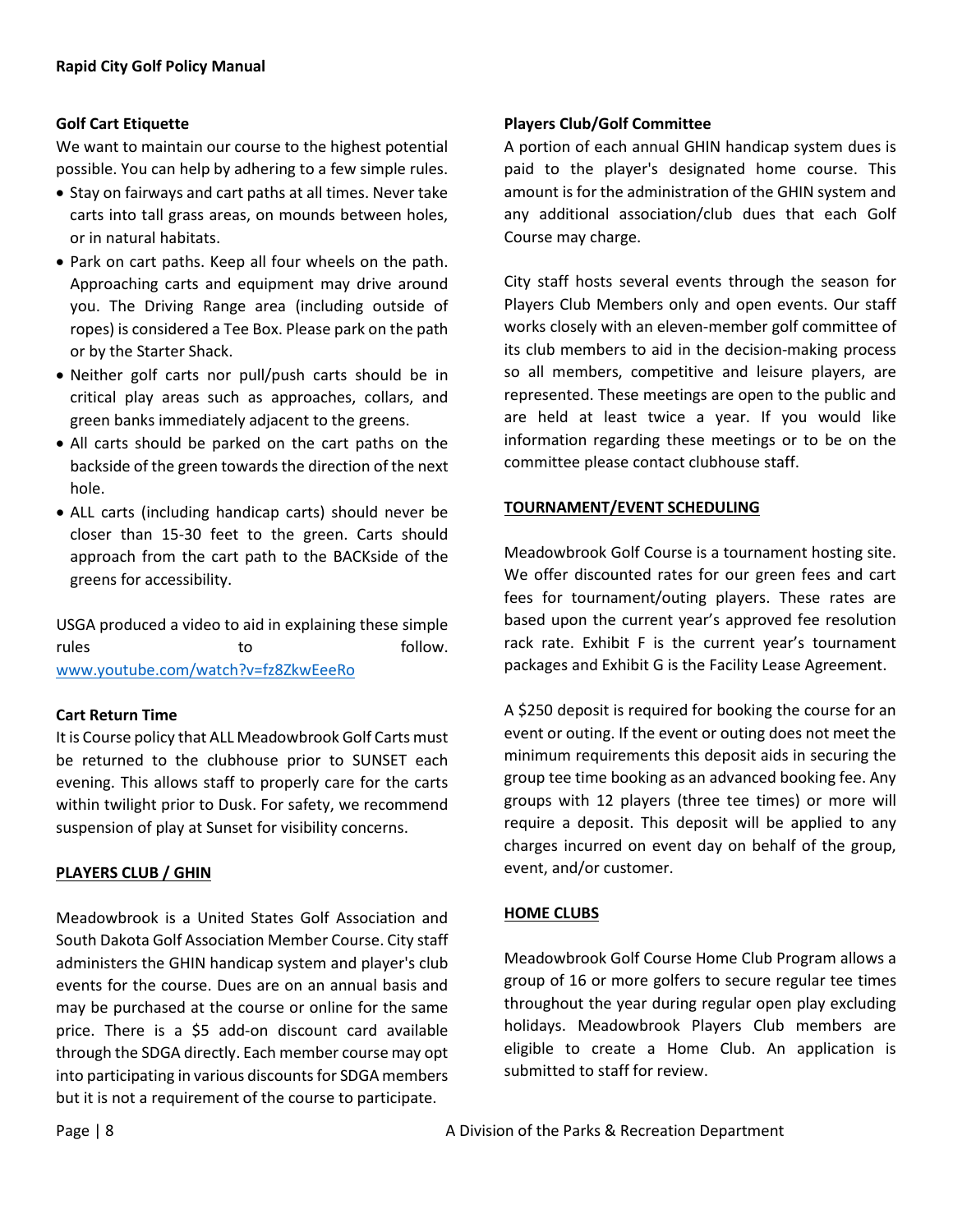### Golf Cart Etiquette

We want to maintain our course to the highest potential possible. You can help by adhering to a few simple rules.

- Stay on fairways and cart paths at all times. Never take carts into tall grass areas, on mounds between holes, or in natural habitats.
- Park on cart paths. Keep all four wheels on the path. Approaching carts and equipment may drive around you. The Driving Range area (including outside of ropes) is considered a Tee Box. Please park on the path or by the Starter Shack.
- Neither golf carts nor pull/push carts should be in critical play areas such as approaches, collars, and green banks immediately adjacent to the greens.
- All carts should be parked on the cart paths on the backside of the green towards the direction of the next hole.
- ALL carts (including handicap carts) should never be closer than 15-30 feet to the green. Carts should approach from the cart path to the BACKside of the greens for accessibility.

USGA produced a video to aid in explaining these simple rules to follow. [www.youtube.com/watch?v=fz8ZkwEeeRo](https://www.youtube.com/watch?v=fz8ZkwEeeRo)

### Cart Return Time

It is Course policy that ALL Meadowbrook Golf Carts must be returned to the clubhouse prior to SUNSET each evening. This allows staff to properly care for the carts within twilight prior to Dusk. For safety, we recommend suspension of play at Sunset for visibility concerns.

## PLAYERS CLUB / GHIN

Meadowbrook is a United States Golf Association and South Dakota Golf Association Member Course. City staff administers the GHIN handicap system and player's club events for the course. Dues are on an annual basis and may be purchased at the course or online for the same price. There is a $5 add-on discount card available through the SDGA directly. Each member course may opt into participating in various discounts for SDGA members but it is not a requirement of the course to participate.

### Players Club/Golf Committee

A portion of each annual GHIN handicap system dues is paid to the player's designated home course. This amount is for the administration of the GHIN system and any additional association/club dues that each Golf Course may charge.

City staff hosts several events through the season for Players Club Members only and open events. Our staff works closely with an eleven-member golf committee of its club members to aid in the decision-making process so all members, competitive and leisure players, are represented. These meetings are open to the public and are held at least twice a year. If you would like information regarding these meetings or to be on the committee please contact clubhouse staff.

## TOURNAMENT/EVENT SCHEDULING

Meadowbrook Golf Course is a tournament hosting site. We offer discounted rates for our green fees and cart fees for tournament/outing players. These rates are based upon the current year's approved fee resolution rack rate. Exhibit F is the current year's tournament packages and Exhibit G is the Facility Lease Agreement.

A $250 deposit is required for booking the course for an event or outing. If the event or outing does not meet the minimum requirements this deposit aids in securing the group tee time booking as an advanced booking fee. Any groups with 12 players (three tee times) or more will require a deposit. This deposit will be applied to any charges incurred on event day on behalf of the group, event, and/or customer.

## HOME CLUBS

Meadowbrook Golf Course Home Club Program allows a group of 16 or more golfers to secure regular tee times throughout the year during regular open play excluding holidays. Meadowbrook Players Club members are eligible to create a Home Club. An application is submitted to staff for review.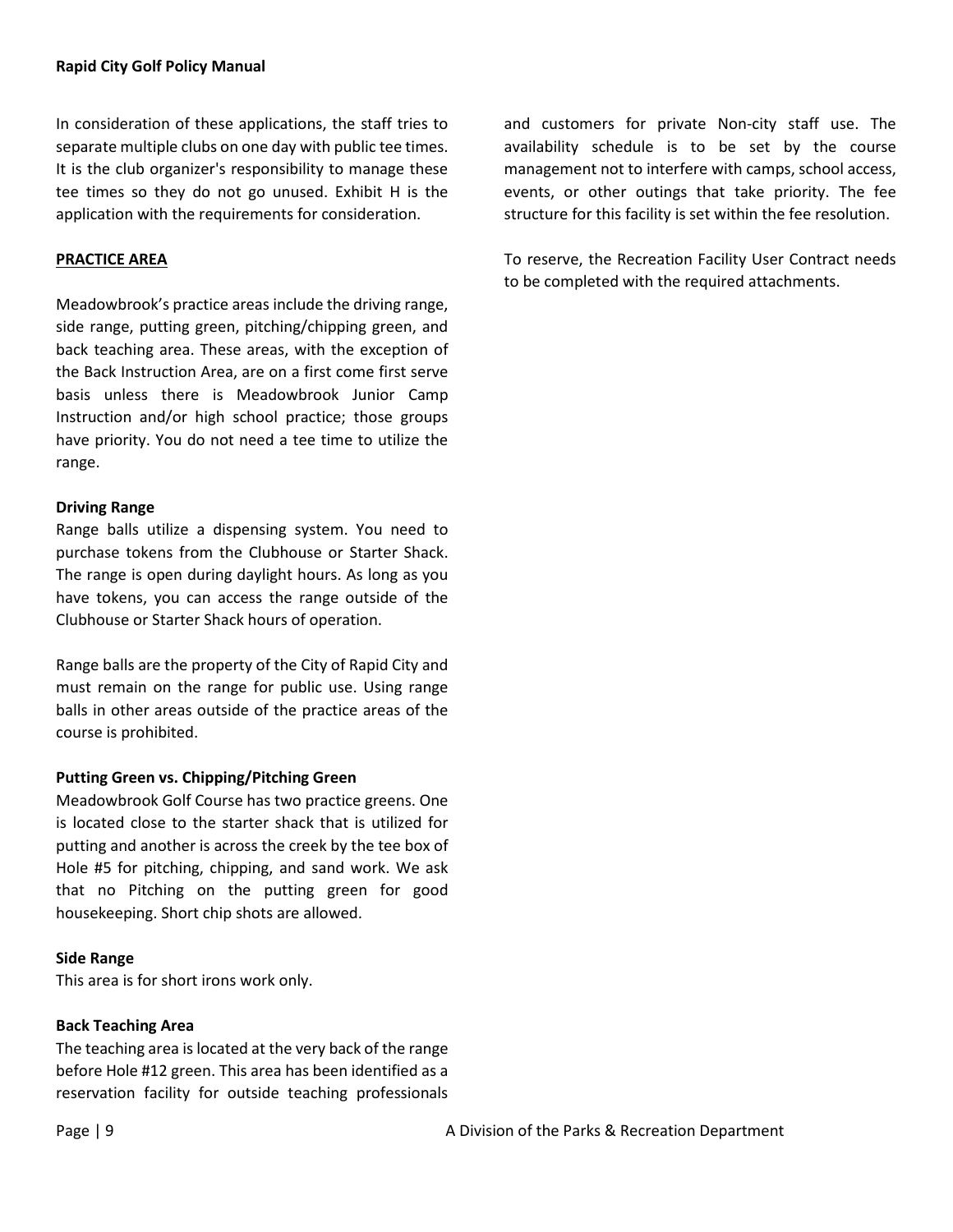In consideration of these applications, the staff tries to separate multiple clubs on one day with public tee times. It is the club organizer's responsibility to manage these tee times so they do not go unused. Exhibit H is the application with the requirements for consideration.

## PRACTICE AREA

Meadowbrook's practice areas include the driving range, side range, putting green, pitching/chipping green, and back teaching area. These areas, with the exception of the Back Instruction Area, are on a first come first serve basis unless there is Meadowbrook Junior Camp Instruction and/or high school practice; those groups have priority. You do not need a tee time to utilize the range.

### Driving Range

Range balls utilize a dispensing system. You need to purchase tokens from the Clubhouse or Starter Shack. The range is open during daylight hours. As long as you have tokens, you can access the range outside of the Clubhouse or Starter Shack hours of operation.

Range balls are the property of the City of Rapid City and must remain on the range for public use. Using range balls in other areas outside of the practice areas of the course is prohibited.

### Putting Green vs. Chipping/Pitching Green

Meadowbrook Golf Course has two practice greens. One is located close to the starter shack that is utilized for putting and another is across the creek by the tee box of Hole #5 for pitching, chipping, and sand work. We ask that no Pitching on the putting green for good housekeeping. Short chip shots are allowed.

### Side Range

This area is for short irons work only.

### Back Teaching Area

The teaching area is located at the very back of the range before Hole #12 green. This area has been identified as a reservation facility for outside teaching professionals and customers for private Non-city staff use. The availability schedule is to be set by the course management not to interfere with camps, school access, events, or other outings that take priority. The fee structure for this facility is set within the fee resolution.

To reserve, the Recreation Facility User Contract needs to be completed with the required attachments.